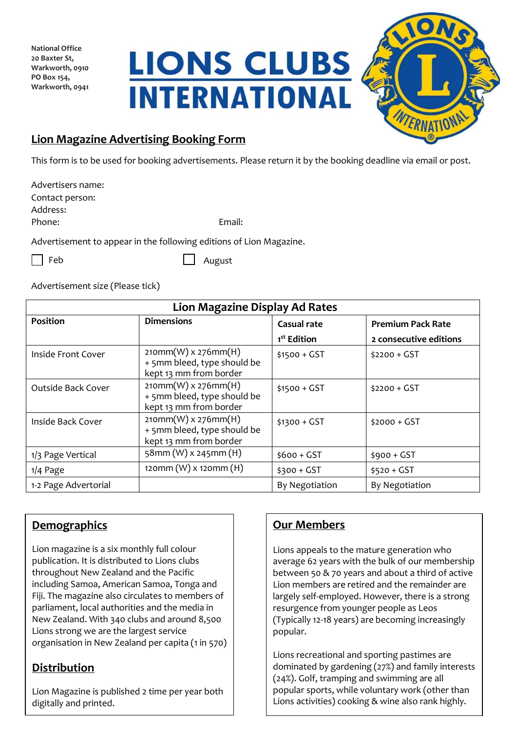National Office
20 Baxter St,
Warkworth, 0910
PO Box 154,
Warkworth, 0941

# LIONS CLUBS INTERNATIONAL

## Lion Magazine Advertising Booking Form

This form is to be used for booking advertisements. Please return it by the booking deadline via email or post.

Advertisers name:
Contact person:
Address:
Phone: Email:

Advertisement to appear in the following editions of Lion Magazine.

☐ Feb ☐ August

Advertisement size (Please tick)

| Lion Magazine Display Ad Rates | | | |
|---|---|---|---|
| **Position** | **Dimensions** | **Casual rate 1st Edition** | **Premium Pack Rate 2 consecutive editions** |
| Inside Front Cover | 210mm(W) x 276mm(H) + 5mm bleed, type should be kept 13 mm from border | $1500 + GST | $2200 + GST |
| Outside Back Cover | 210mm(W) x 276mm(H) + 5mm bleed, type should be kept 13 mm from border | $1500 + GST | $2200 + GST |
| Inside Back Cover | 210mm(W) x 276mm(H) + 5mm bleed, type should be kept 13 mm from border | $1300 + GST | $2000 + GST |
| 1/3 Page Vertical | 58mm (W) x 245mm (H) | $600 + GST | $900 + GST |
| 1/4 Page | 120mm (W) x 120mm (H) | $300 + GST | $520 + GST |
| 1-2 Page Advertorial | | By Negotiation | By Negotiation |

## Demographics

Lion magazine is a six monthly full colour publication. It is distributed to Lions clubs throughout New Zealand and the Pacific including Samoa, American Samoa, Tonga and Fiji. The magazine also circulates to members of parliament, local authorities and the media in New Zealand. With 340 clubs and around 8,500 Lions strong we are the largest service organisation in New Zealand per capita (1 in 570)

## Distribution

Lion Magazine is published 2 time per year both digitally and printed.

## Our Members

Lions appeals to the mature generation who average 62 years with the bulk of our membership between 50 & 70 years and about a third of active Lion members are retired and the remainder are largely self-employed. However, there is a strong resurgence from younger people as Leos (Typically 12-18 years) are becoming increasingly popular.

Lions recreational and sporting pastimes are dominated by gardening (27%) and family interests (24%). Golf, tramping and swimming are all popular sports, while voluntary work (other than Lions activities) cooking & wine also rank highly.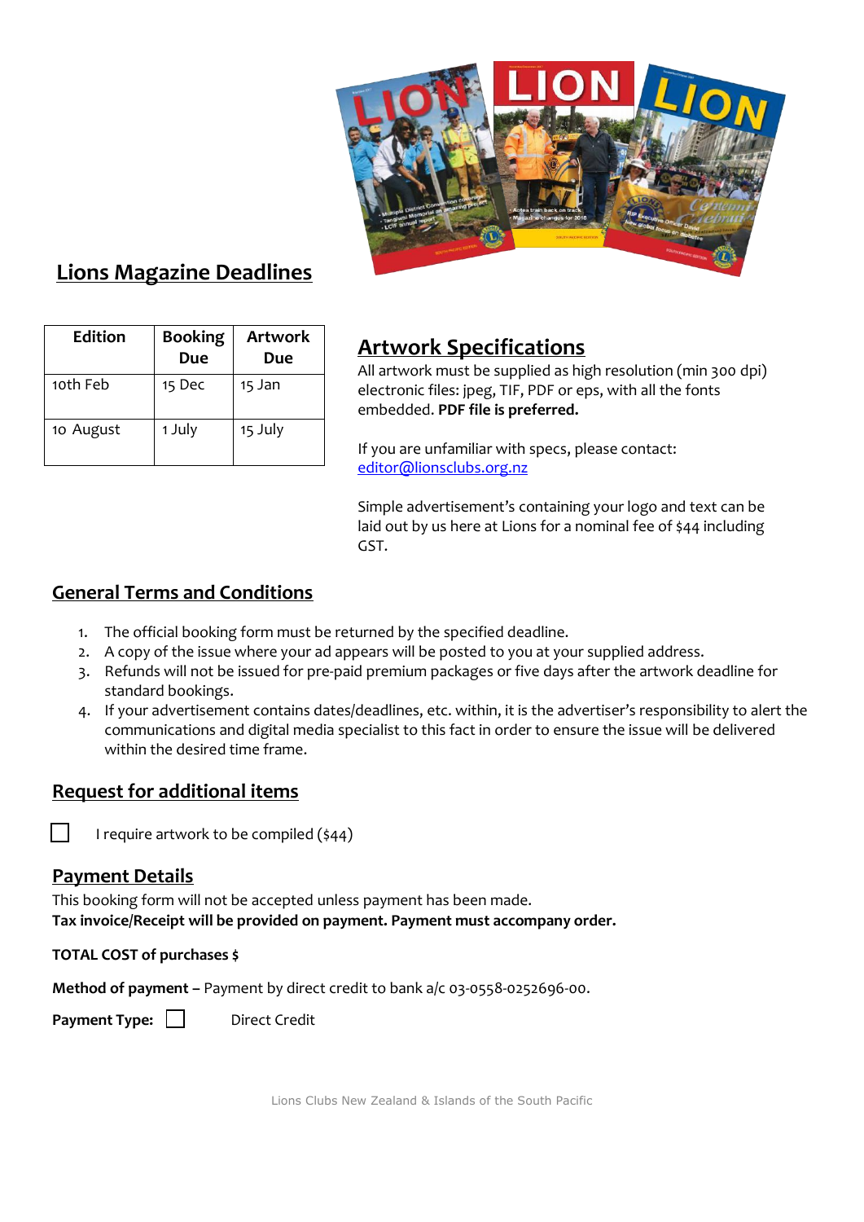## Lions Magazine Deadlines

| Edition | Booking Due | Artwork Due |
|---|---|---|
| 10th Feb | 15 Dec | 15 Jan |
| 10 August | 1 July | 15 July |

## Artwork Specifications

All artwork must be supplied as high resolution (min 300 dpi) electronic files: jpeg, TIF, PDF or eps, with all the fonts embedded. **PDF file is preferred.**

If you are unfamiliar with specs, please contact: editor@lionsclubs.org.nz

Simple advertisement's containing your logo and text can be laid out by us here at Lions for a nominal fee of $44 including GST.

## General Terms and Conditions

1. The official booking form must be returned by the specified deadline.
2. A copy of the issue where your ad appears will be posted to you at your supplied address.
3. Refunds will not be issued for pre-paid premium packages or five days after the artwork deadline for standard bookings.
4. If your advertisement contains dates/deadlines, etc. within, it is the advertiser's responsibility to alert the communications and digital media specialist to this fact in order to ensure the issue will be delivered within the desired time frame.

## Request for additional items

☐ I require artwork to be compiled ($44)

## Payment Details

This booking form will not be accepted unless payment has been made.
**Tax invoice/Receipt will be provided on payment. Payment must accompany order.**

**TOTAL COST of purchases $**

**Method of payment –** Payment by direct credit to bank a/c 03-0558-0252696-00.

**Payment Type:** ☐ Direct Credit